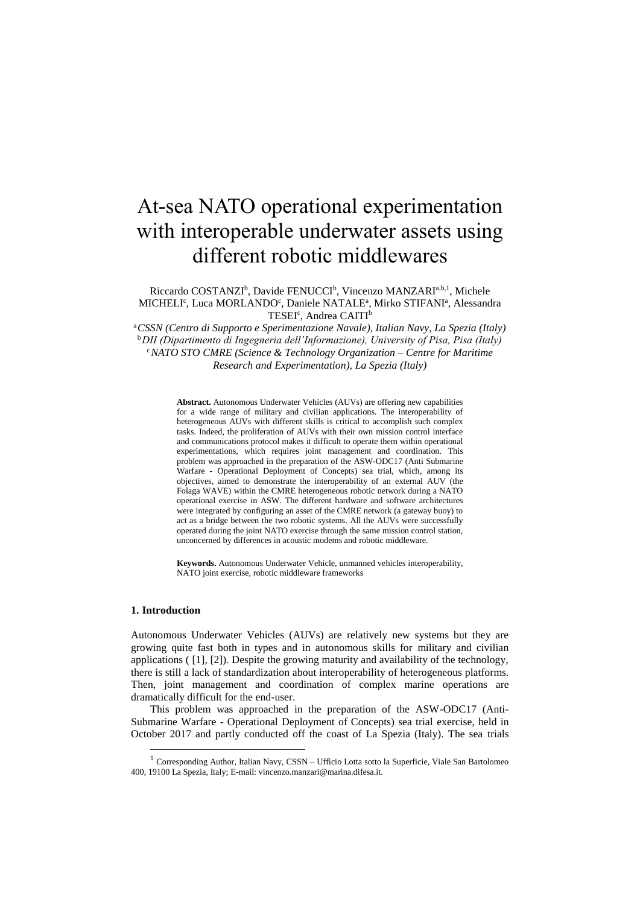# At-sea NATO operational experimentation with interoperable underwater assets using different robotic middlewares

Riccardo COSTANZI[b], Davide FENUCCI[b], Vincenzo MANZARI[a,b,1], Michele MICHELI[c], Luca MORLANDO[c], Daniele NATALE[a], Mirko STIFANI[a], Alessandra TESEI[c], Andrea CAITI[b]

[a] *CSSN (Centro di Supporto e Sperimentazione Navale), Italian Navy, La Spezia (Italy)*
[b] *DII (Dipartimento di Ingegneria dell'Informazione), University of Pisa, Pisa (Italy)*
[c] *NATO STO CMRE (Science & Technology Organization – Centre for Maritime Research and Experimentation), La Spezia (Italy)*

**Abstract.** Autonomous Underwater Vehicles (AUVs) are offering new capabilities for a wide range of military and civilian applications. The interoperability of heterogeneous AUVs with different skills is critical to accomplish such complex tasks. Indeed, the proliferation of AUVs with their own mission control interface and communications protocol makes it difficult to operate them within operational experimentations, which requires joint management and coordination. This problem was approached in the preparation of the ASW-ODC17 (Anti Submarine Warfare - Operational Deployment of Concepts) sea trial, which, among its objectives, aimed to demonstrate the interoperability of an external AUV (the Folaga WAVE) within the CMRE heterogeneous robotic network during a NATO operational exercise in ASW. The different hardware and software architectures were integrated by configuring an asset of the CMRE network (a gateway buoy) to act as a bridge between the two robotic systems. All the AUVs were successfully operated during the joint NATO exercise through the same mission control station, unconcerned by differences in acoustic modems and robotic middleware.

**Keywords.** Autonomous Underwater Vehicle, unmanned vehicles interoperability, NATO joint exercise, robotic middleware frameworks

## 1. Introduction

Autonomous Underwater Vehicles (AUVs) are relatively new systems but they are growing quite fast both in types and in autonomous skills for military and civilian applications ( [1], [2]). Despite the growing maturity and availability of the technology, there is still a lack of standardization about interoperability of heterogeneous platforms. Then, joint management and coordination of complex marine operations are dramatically difficult for the end-user.

This problem was approached in the preparation of the ASW-ODC17 (Anti-Submarine Warfare - Operational Deployment of Concepts) sea trial exercise, held in October 2017 and partly conducted off the coast of La Spezia (Italy). The sea trials

[1] Corresponding Author, Italian Navy, CSSN – Ufficio Lotta sotto la Superficie, Viale San Bartolomeo 400, 19100 La Spezia, Italy; E-mail: vincenzo.manzari@marina.difesa.it.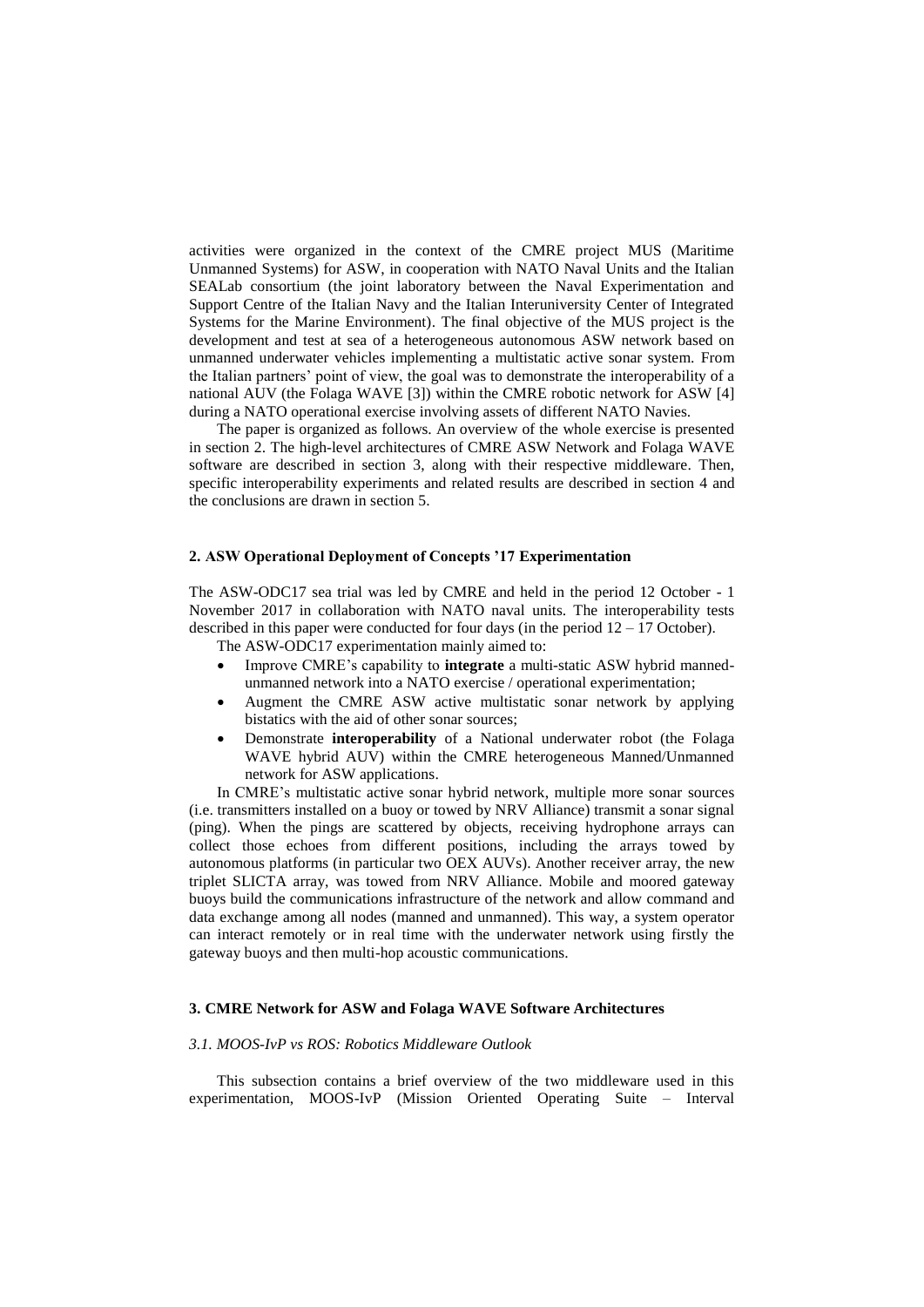activities were organized in the context of the CMRE project MUS (Maritime Unmanned Systems) for ASW, in cooperation with NATO Naval Units and the Italian SEALab consortium (the joint laboratory between the Naval Experimentation and Support Centre of the Italian Navy and the Italian Interuniversity Center of Integrated Systems for the Marine Environment). The final objective of the MUS project is the development and test at sea of a heterogeneous autonomous ASW network based on unmanned underwater vehicles implementing a multistatic active sonar system. From the Italian partners' point of view, the goal was to demonstrate the interoperability of a national AUV (the Folaga WAVE [3]) within the CMRE robotic network for ASW [4] during a NATO operational exercise involving assets of different NATO Navies.

The paper is organized as follows. An overview of the whole exercise is presented in section 2. The high-level architectures of CMRE ASW Network and Folaga WAVE software are described in section 3, along with their respective middleware. Then, specific interoperability experiments and related results are described in section 4 and the conclusions are drawn in section 5.

## 2. ASW Operational Deployment of Concepts '17 Experimentation

The ASW-ODC17 sea trial was led by CMRE and held in the period 12 October - 1 November 2017 in collaboration with NATO naval units. The interoperability tests described in this paper were conducted for four days (in the period 12 – 17 October).

The ASW-ODC17 experimentation mainly aimed to:

- Improve CMRE's capability to **integrate** a multi-static ASW hybrid manned-unmanned network into a NATO exercise / operational experimentation;
- Augment the CMRE ASW active multistatic sonar network by applying bistatics with the aid of other sonar sources;
- Demonstrate **interoperability** of a National underwater robot (the Folaga WAVE hybrid AUV) within the CMRE heterogeneous Manned/Unmanned network for ASW applications.

In CMRE's multistatic active sonar hybrid network, multiple more sonar sources (i.e. transmitters installed on a buoy or towed by NRV Alliance) transmit a sonar signal (ping). When the pings are scattered by objects, receiving hydrophone arrays can collect those echoes from different positions, including the arrays towed by autonomous platforms (in particular two OEX AUVs). Another receiver array, the new triplet SLICTA array, was towed from NRV Alliance. Mobile and moored gateway buoys build the communications infrastructure of the network and allow command and data exchange among all nodes (manned and unmanned). This way, a system operator can interact remotely or in real time with the underwater network using firstly the gateway buoys and then multi-hop acoustic communications.

## 3. CMRE Network for ASW and Folaga WAVE Software Architectures

### *3.1. MOOS-IvP vs ROS: Robotics Middleware Outlook*

This subsection contains a brief overview of the two middleware used in this experimentation, MOOS-IvP (Mission Oriented Operating Suite – Interval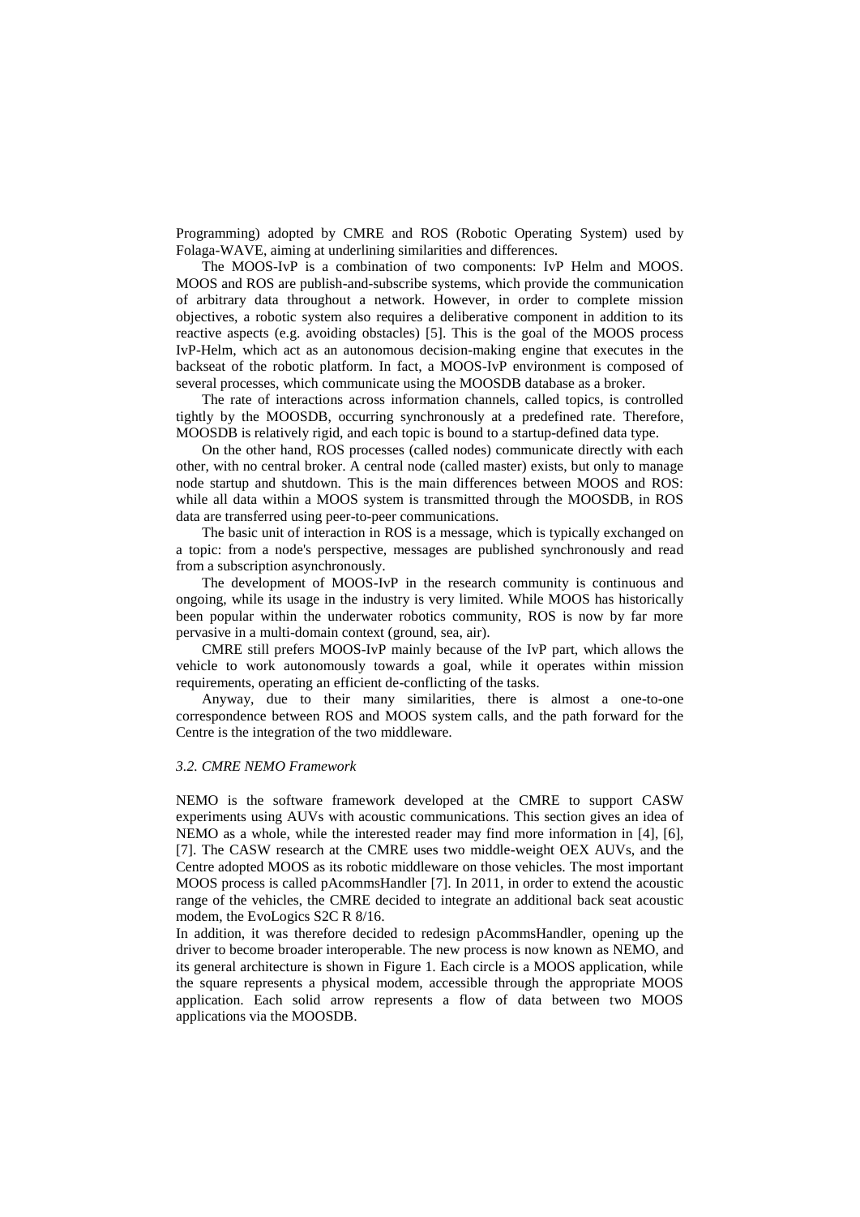Programming) adopted by CMRE and ROS (Robotic Operating System) used by Folaga-WAVE, aiming at underlining similarities and differences.

The MOOS-IvP is a combination of two components: IvP Helm and MOOS. MOOS and ROS are publish-and-subscribe systems, which provide the communication of arbitrary data throughout a network. However, in order to complete mission objectives, a robotic system also requires a deliberative component in addition to its reactive aspects (e.g. avoiding obstacles) [5]. This is the goal of the MOOS process IvP-Helm, which act as an autonomous decision-making engine that executes in the backseat of the robotic platform. In fact, a MOOS-IvP environment is composed of several processes, which communicate using the MOOSDB database as a broker.

The rate of interactions across information channels, called topics, is controlled tightly by the MOOSDB, occurring synchronously at a predefined rate. Therefore, MOOSDB is relatively rigid, and each topic is bound to a startup-defined data type.

On the other hand, ROS processes (called nodes) communicate directly with each other, with no central broker. A central node (called master) exists, but only to manage node startup and shutdown. This is the main differences between MOOS and ROS: while all data within a MOOS system is transmitted through the MOOSDB, in ROS data are transferred using peer-to-peer communications.

The basic unit of interaction in ROS is a message, which is typically exchanged on a topic: from a node's perspective, messages are published synchronously and read from a subscription asynchronously.

The development of MOOS-IvP in the research community is continuous and ongoing, while its usage in the industry is very limited. While MOOS has historically been popular within the underwater robotics community, ROS is now by far more pervasive in a multi-domain context (ground, sea, air).

CMRE still prefers MOOS-IvP mainly because of the IvP part, which allows the vehicle to work autonomously towards a goal, while it operates within mission requirements, operating an efficient de-conflicting of the tasks.

Anyway, due to their many similarities, there is almost a one-to-one correspondence between ROS and MOOS system calls, and the path forward for the Centre is the integration of the two middleware.

### *3.2. CMRE NEMO Framework*

NEMO is the software framework developed at the CMRE to support CASW experiments using AUVs with acoustic communications. This section gives an idea of NEMO as a whole, while the interested reader may find more information in [4], [6], [7]. The CASW research at the CMRE uses two middle-weight OEX AUVs, and the Centre adopted MOOS as its robotic middleware on those vehicles. The most important MOOS process is called pAcommsHandler [7]. In 2011, in order to extend the acoustic range of the vehicles, the CMRE decided to integrate an additional back seat acoustic modem, the EvoLogics S2C R 8/16.

In addition, it was therefore decided to redesign pAcommsHandler, opening up the driver to become broader interoperable. The new process is now known as NEMO, and its general architecture is shown in Figure 1. Each circle is a MOOS application, while the square represents a physical modem, accessible through the appropriate MOOS application. Each solid arrow represents a flow of data between two MOOS applications via the MOOSDB.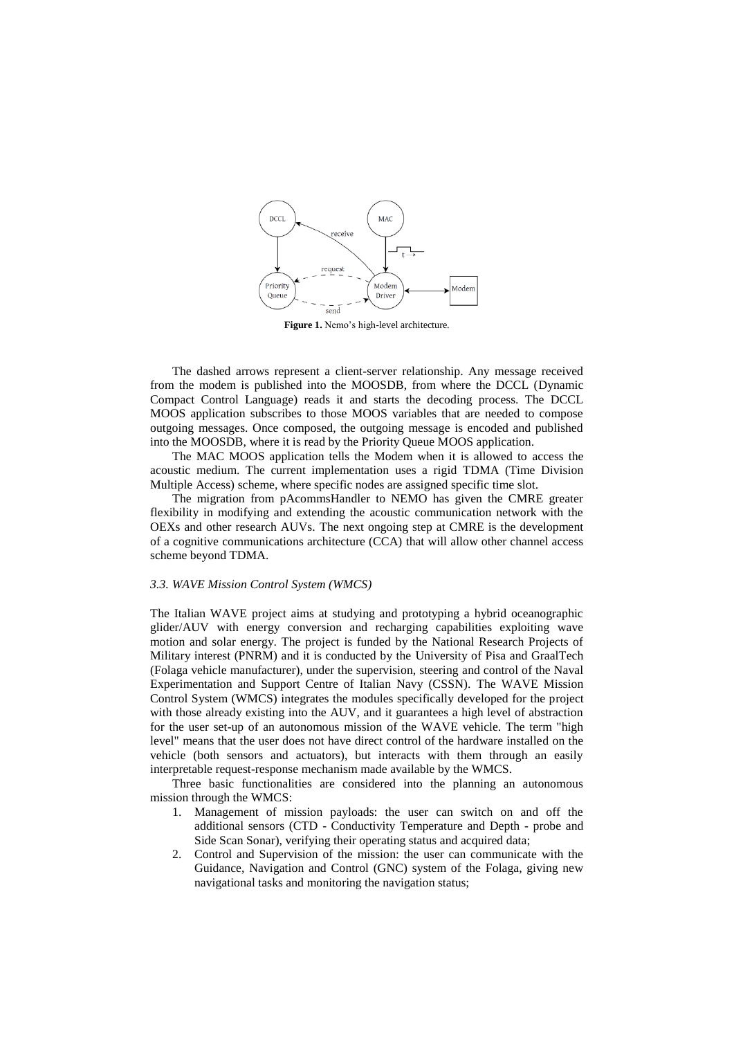**Figure 1.** Nemo's high-level architecture.

The dashed arrows represent a client-server relationship. Any message received from the modem is published into the MOOSDB, from where the DCCL (Dynamic Compact Control Language) reads it and starts the decoding process. The DCCL MOOS application subscribes to those MOOS variables that are needed to compose outgoing messages. Once composed, the outgoing message is encoded and published into the MOOSDB, where it is read by the Priority Queue MOOS application.

The MAC MOOS application tells the Modem when it is allowed to access the acoustic medium. The current implementation uses a rigid TDMA (Time Division Multiple Access) scheme, where specific nodes are assigned specific time slot.

The migration from pAcommsHandler to NEMO has given the CMRE greater flexibility in modifying and extending the acoustic communication network with the OEXs and other research AUVs. The next ongoing step at CMRE is the development of a cognitive communications architecture (CCA) that will allow other channel access scheme beyond TDMA.

### *3.3. WAVE Mission Control System (WMCS)*

The Italian WAVE project aims at studying and prototyping a hybrid oceanographic glider/AUV with energy conversion and recharging capabilities exploiting wave motion and solar energy. The project is funded by the National Research Projects of Military interest (PNRM) and it is conducted by the University of Pisa and GraalTech (Folaga vehicle manufacturer), under the supervision, steering and control of the Naval Experimentation and Support Centre of Italian Navy (CSSN). The WAVE Mission Control System (WMCS) integrates the modules specifically developed for the project with those already existing into the AUV, and it guarantees a high level of abstraction for the user set-up of an autonomous mission of the WAVE vehicle. The term "high level" means that the user does not have direct control of the hardware installed on the vehicle (both sensors and actuators), but interacts with them through an easily interpretable request-response mechanism made available by the WMCS.

Three basic functionalities are considered into the planning an autonomous mission through the WMCS:

1. Management of mission payloads: the user can switch on and off the additional sensors (CTD - Conductivity Temperature and Depth - probe and Side Scan Sonar), verifying their operating status and acquired data;
2. Control and Supervision of the mission: the user can communicate with the Guidance, Navigation and Control (GNC) system of the Folaga, giving new navigational tasks and monitoring the navigation status;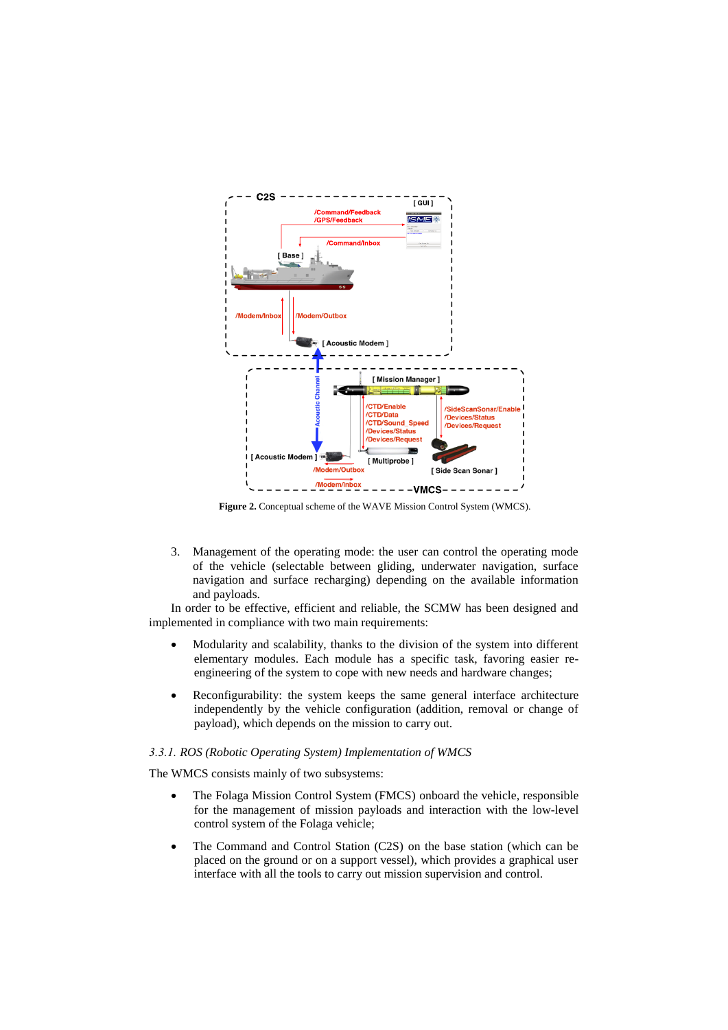**Figure 2.** Conceptual scheme of the WAVE Mission Control System (WMCS).

3. Management of the operating mode: the user can control the operating mode of the vehicle (selectable between gliding, underwater navigation, surface navigation and surface recharging) depending on the available information and payloads.

In order to be effective, efficient and reliable, the SCMW has been designed and implemented in compliance with two main requirements:

- Modularity and scalability, thanks to the division of the system into different elementary modules. Each module has a specific task, favoring easier re-engineering of the system to cope with new needs and hardware changes;
- Reconfigurability: the system keeps the same general interface architecture independently by the vehicle configuration (addition, removal or change of payload), which depends on the mission to carry out.

### *3.3.1. ROS (Robotic Operating System) Implementation of WMCS*

The WMCS consists mainly of two subsystems:

- The Folaga Mission Control System (FMCS) onboard the vehicle, responsible for the management of mission payloads and interaction with the low-level control system of the Folaga vehicle;
- The Command and Control Station (C2S) on the base station (which can be placed on the ground or on a support vessel), which provides a graphical user interface with all the tools to carry out mission supervision and control.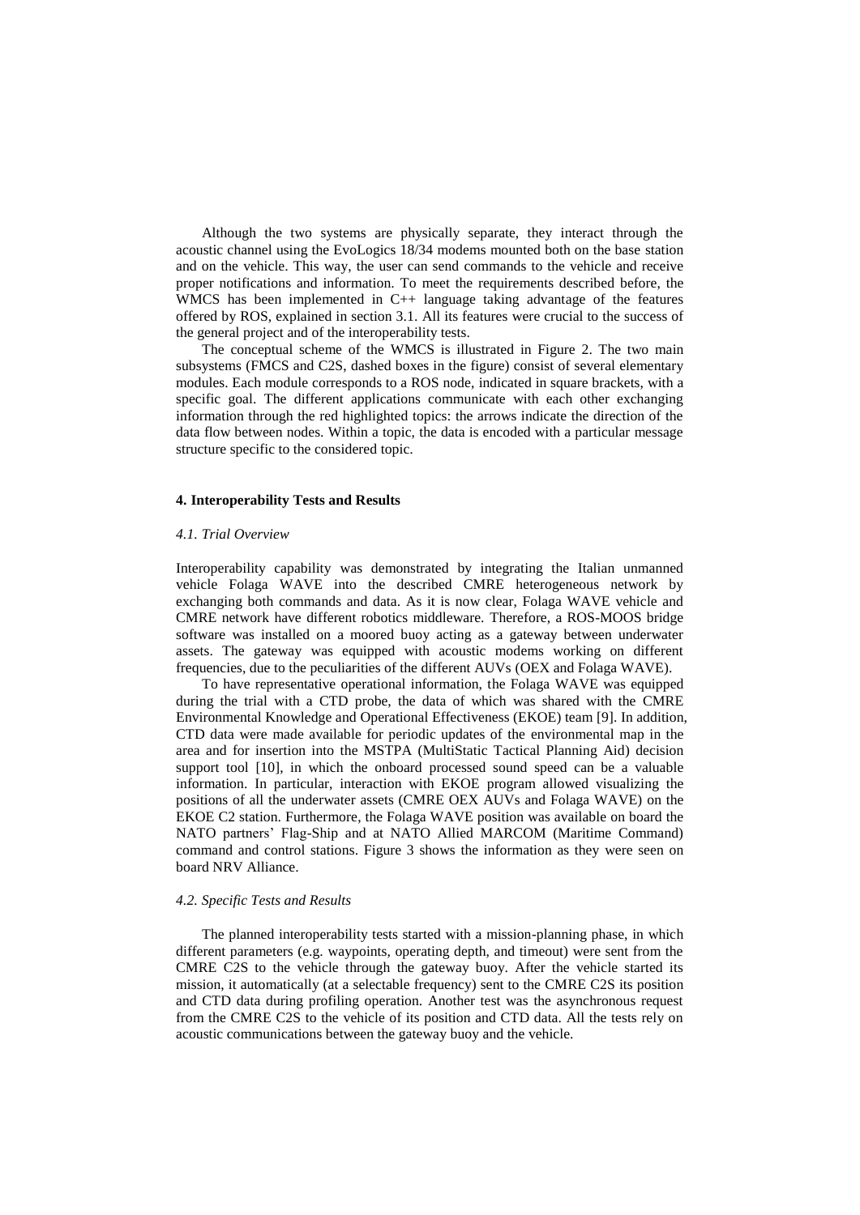Although the two systems are physically separate, they interact through the acoustic channel using the EvoLogics 18/34 modems mounted both on the base station and on the vehicle. This way, the user can send commands to the vehicle and receive proper notifications and information. To meet the requirements described before, the WMCS has been implemented in C++ language taking advantage of the features offered by ROS, explained in section 3.1. All its features were crucial to the success of the general project and of the interoperability tests.

The conceptual scheme of the WMCS is illustrated in Figure 2. The two main subsystems (FMCS and C2S, dashed boxes in the figure) consist of several elementary modules. Each module corresponds to a ROS node, indicated in square brackets, with a specific goal. The different applications communicate with each other exchanging information through the red highlighted topics: the arrows indicate the direction of the data flow between nodes. Within a topic, the data is encoded with a particular message structure specific to the considered topic.

## 4. Interoperability Tests and Results

### *4.1. Trial Overview*

Interoperability capability was demonstrated by integrating the Italian unmanned vehicle Folaga WAVE into the described CMRE heterogeneous network by exchanging both commands and data. As it is now clear, Folaga WAVE vehicle and CMRE network have different robotics middleware. Therefore, a ROS-MOOS bridge software was installed on a moored buoy acting as a gateway between underwater assets. The gateway was equipped with acoustic modems working on different frequencies, due to the peculiarities of the different AUVs (OEX and Folaga WAVE).

To have representative operational information, the Folaga WAVE was equipped during the trial with a CTD probe, the data of which was shared with the CMRE Environmental Knowledge and Operational Effectiveness (EKOE) team [9]. In addition, CTD data were made available for periodic updates of the environmental map in the area and for insertion into the MSTPA (MultiStatic Tactical Planning Aid) decision support tool [10], in which the onboard processed sound speed can be a valuable information. In particular, interaction with EKOE program allowed visualizing the positions of all the underwater assets (CMRE OEX AUVs and Folaga WAVE) on the EKOE C2 station. Furthermore, the Folaga WAVE position was available on board the NATO partners' Flag-Ship and at NATO Allied MARCOM (Maritime Command) command and control stations. Figure 3 shows the information as they were seen on board NRV Alliance.

### *4.2. Specific Tests and Results*

The planned interoperability tests started with a mission-planning phase, in which different parameters (e.g. waypoints, operating depth, and timeout) were sent from the CMRE C2S to the vehicle through the gateway buoy. After the vehicle started its mission, it automatically (at a selectable frequency) sent to the CMRE C2S its position and CTD data during profiling operation. Another test was the asynchronous request from the CMRE C2S to the vehicle of its position and CTD data. All the tests rely on acoustic communications between the gateway buoy and the vehicle.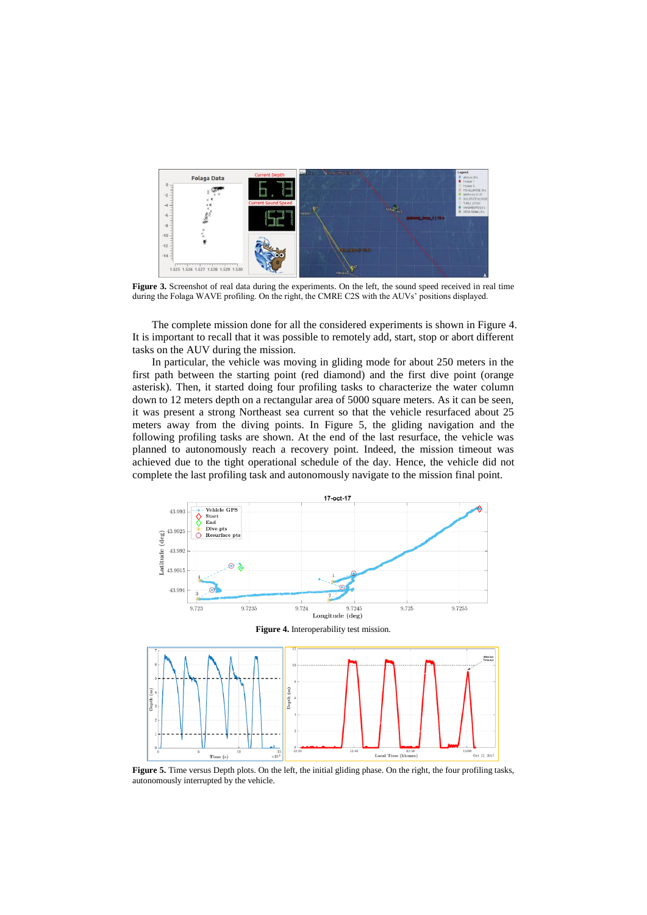**Figure 3.** Screenshot of real data during the experiments. On the left, the sound speed received in real time during the Folaga WAVE profiling. On the right, the CMRE C2S with the AUVs' positions displayed.

The complete mission done for all the considered experiments is shown in Figure 4. It is important to recall that it was possible to remotely add, start, stop or abort different tasks on the AUV during the mission.

In particular, the vehicle was moving in gliding mode for about 250 meters in the first path between the starting point (red diamond) and the first dive point (orange asterisk). Then, it started doing four profiling tasks to characterize the water column down to 12 meters depth on a rectangular area of 5000 square meters. As it can be seen, it was present a strong Northeast sea current so that the vehicle resurfaced about 25 meters away from the diving points. In Figure 5, the gliding navigation and the following profiling tasks are shown. At the end of the last resurface, the vehicle was planned to autonomously reach a recovery point. Indeed, the mission timeout was achieved due to the tight operational schedule of the day. Hence, the vehicle did not complete the last profiling task and autonomously navigate to the mission final point.

**Figure 4.** Interoperability test mission.

**Figure 5.** Time versus Depth plots. On the left, the initial gliding phase. On the right, the four profiling tasks, autonomously interrupted by the vehicle.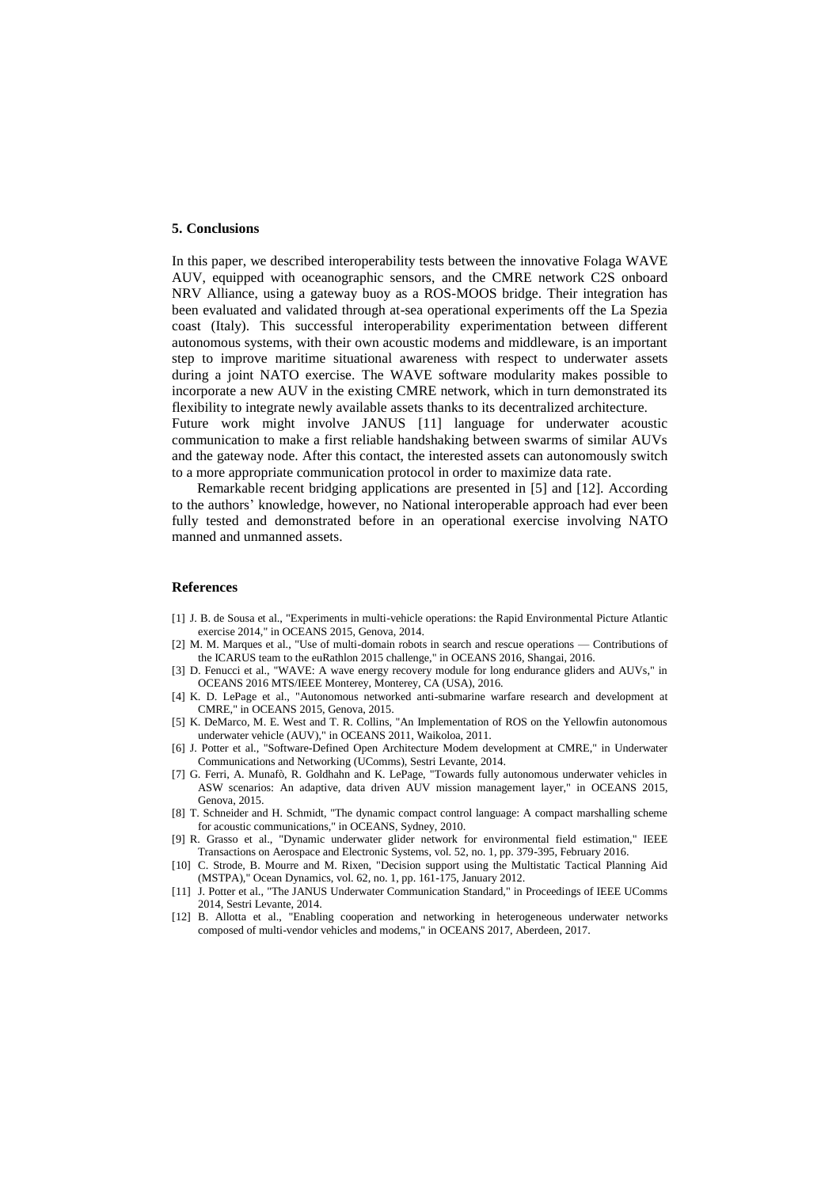## 5. Conclusions

In this paper, we described interoperability tests between the innovative Folaga WAVE AUV, equipped with oceanographic sensors, and the CMRE network C2S onboard NRV Alliance, using a gateway buoy as a ROS-MOOS bridge. Their integration has been evaluated and validated through at-sea operational experiments off the La Spezia coast (Italy). This successful interoperability experimentation between different autonomous systems, with their own acoustic modems and middleware, is an important step to improve maritime situational awareness with respect to underwater assets during a joint NATO exercise. The WAVE software modularity makes possible to incorporate a new AUV in the existing CMRE network, which in turn demonstrated its flexibility to integrate newly available assets thanks to its decentralized architecture.
Future work might involve JANUS [11] language for underwater acoustic communication to make a first reliable handshaking between swarms of similar AUVs and the gateway node. After this contact, the interested assets can autonomously switch to a more appropriate communication protocol in order to maximize data rate.

Remarkable recent bridging applications are presented in [5] and [12]. According to the authors' knowledge, however, no National interoperable approach had ever been fully tested and demonstrated before in an operational exercise involving NATO manned and unmanned assets.

## References

[1] J. B. de Sousa et al., "Experiments in multi-vehicle operations: the Rapid Environmental Picture Atlantic exercise 2014," in OCEANS 2015, Genova, 2014.

[2] M. M. Marques et al., "Use of multi-domain robots in search and rescue operations — Contributions of the ICARUS team to the euRathlon 2015 challenge," in OCEANS 2016, Shangai, 2016.

[3] D. Fenucci et al., "WAVE: A wave energy recovery module for long endurance gliders and AUVs," in OCEANS 2016 MTS/IEEE Monterey, Monterey, CA (USA), 2016.

[4] K. D. LePage et al., "Autonomous networked anti-submarine warfare research and development at CMRE," in OCEANS 2015, Genova, 2015.

[5] K. DeMarco, M. E. West and T. R. Collins, "An Implementation of ROS on the Yellowfin autonomous underwater vehicle (AUV)," in OCEANS 2011, Waikoloa, 2011.

[6] J. Potter et al., "Software-Defined Open Architecture Modem development at CMRE," in Underwater Communications and Networking (UComms), Sestri Levante, 2014.

[7] G. Ferri, A. Munafò, R. Goldhahn and K. LePage, "Towards fully autonomous underwater vehicles in ASW scenarios: An adaptive, data driven AUV mission management layer," in OCEANS 2015, Genova, 2015.

[8] T. Schneider and H. Schmidt, "The dynamic compact control language: A compact marshalling scheme for acoustic communications," in OCEANS, Sydney, 2010.

[9] R. Grasso et al., "Dynamic underwater glider network for environmental field estimation," IEEE Transactions on Aerospace and Electronic Systems, vol. 52, no. 1, pp. 379-395, February 2016.

[10] C. Strode, B. Mourre and M. Rixen, "Decision support using the Multistatic Tactical Planning Aid (MSTPA)," Ocean Dynamics, vol. 62, no. 1, pp. 161-175, January 2012.

[11] J. Potter et al., "The JANUS Underwater Communication Standard," in Proceedings of IEEE UComms 2014, Sestri Levante, 2014.

[12] B. Allotta et al., "Enabling cooperation and networking in heterogeneous underwater networks composed of multi-vendor vehicles and modems," in OCEANS 2017, Aberdeen, 2017.